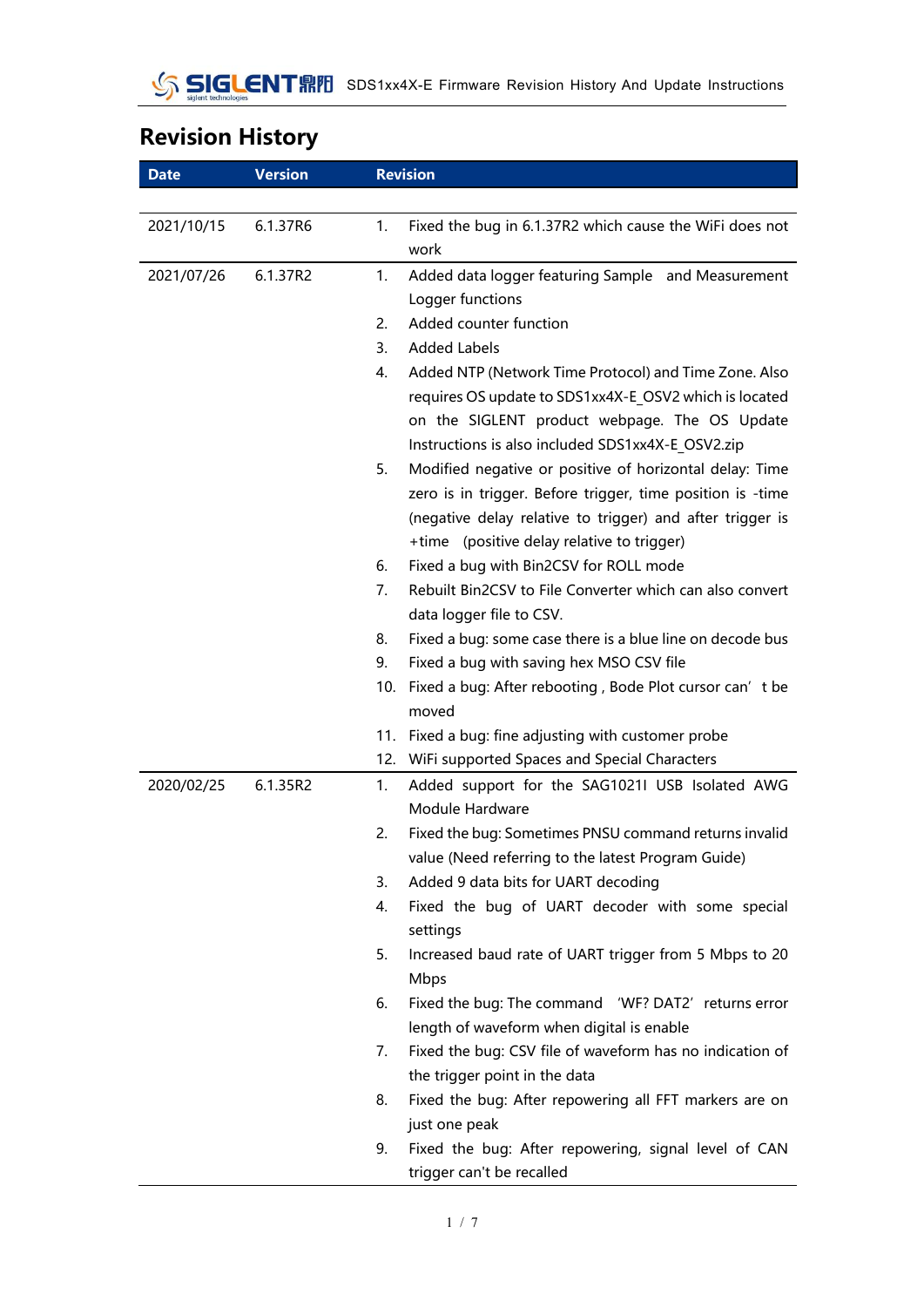# Revision History

| Date | Version | Revision |
|---|---|---|
| 2021/10/15 | 6.1.37R6 | 1. Fixed the bug in 6.1.37R2 which cause the WiFi does not work |
| 2021/07/26 | 6.1.37R2 | 1. Added data logger featuring Sample and Measurement Logger functions<br>2. Added counter function<br>3. Added Labels<br>4. Added NTP (Network Time Protocol) and Time Zone. Also requires OS update to SDS1xx4X-E_OSV2 which is located on the SIGLENT product webpage. The OS Update Instructions is also included SDS1xx4X-E_OSV2.zip<br>5. Modified negative or positive of horizontal delay: Time zero is in trigger. Before trigger, time position is -time (negative delay relative to trigger) and after trigger is +time (positive delay relative to trigger)<br>6. Fixed a bug with Bin2CSV for ROLL mode<br>7. Rebuilt Bin2CSV to File Converter which can also convert data logger file to CSV.<br>8. Fixed a bug: some case there is a blue line on decode bus<br>9. Fixed a bug with saving hex MSO CSV file<br>10. Fixed a bug: After rebooting , Bode Plot cursor can't be moved<br>11. Fixed a bug: fine adjusting with customer probe<br>12. WiFi supported Spaces and Special Characters |
| 2020/02/25 | 6.1.35R2 | 1. Added support for the SAG1021I USB Isolated AWG Module Hardware<br>2. Fixed the bug: Sometimes PNSU command returns invalid value (Need referring to the latest Program Guide)<br>3. Added 9 data bits for UART decoding<br>4. Fixed the bug of UART decoder with some special settings<br>5. Increased baud rate of UART trigger from 5 Mbps to 20 Mbps<br>6. Fixed the bug: The command 'WF? DAT2' returns error length of waveform when digital is enable<br>7. Fixed the bug: CSV file of waveform has no indication of the trigger point in the data<br>8. Fixed the bug: After repowering all FFT markers are on just one peak<br>9. Fixed the bug: After repowering, signal level of CAN trigger can't be recalled |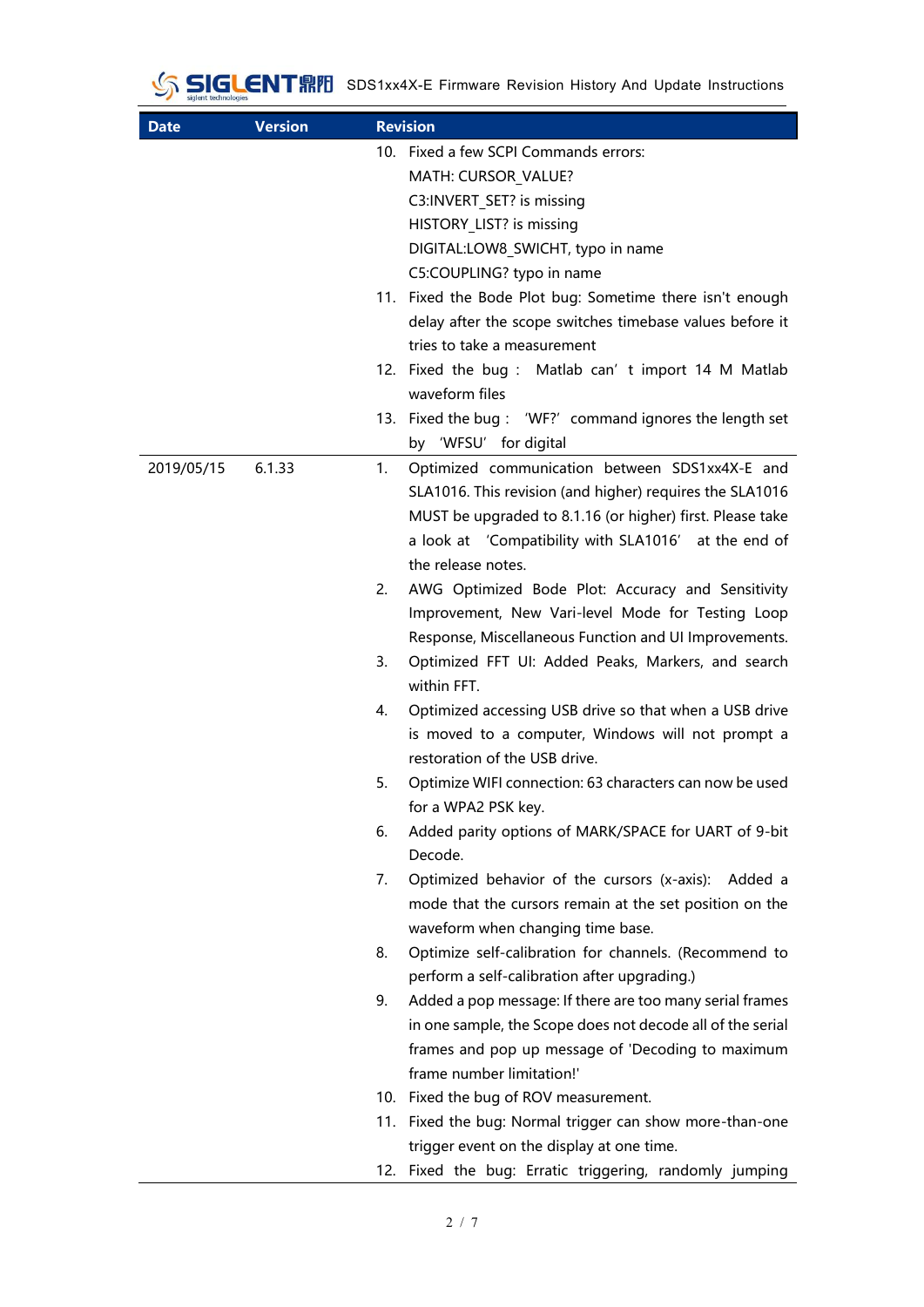| Date | Version | Revision |
|---|---|---|
| | | 10. Fixed a few SCPI Commands errors:<br>MATH: CURSOR_VALUE?<br>C3:INVERT_SET? is missing<br>HISTORY_LIST? is missing<br>DIGITAL:LOW8_SWICHT, typo in name<br>C5:COUPLING? typo in name<br>11. Fixed the Bode Plot bug: Sometime there isn't enough delay after the scope switches timebase values before it tries to take a measurement<br>12. Fixed the bug : Matlab can' t import 14 M Matlab waveform files<br>13. Fixed the bug : 'WF?' command ignores the length set by 'WFSU' for digital |
| 2019/05/15 | 6.1.33 | 1. Optimized communication between SDS1xx4X-E and SLA1016. This revision (and higher) requires the SLA1016 MUST be upgraded to 8.1.16 (or higher) first. Please take a look at 'Compatibility with SLA1016' at the end of the release notes.<br>2. AWG Optimized Bode Plot: Accuracy and Sensitivity Improvement, New Vari-level Mode for Testing Loop Response, Miscellaneous Function and UI Improvements.<br>3. Optimized FFT UI: Added Peaks, Markers, and search within FFT.<br>4. Optimized accessing USB drive so that when a USB drive is moved to a computer, Windows will not prompt a restoration of the USB drive.<br>5. Optimize WIFI connection: 63 characters can now be used for a WPA2 PSK key.<br>6. Added parity options of MARK/SPACE for UART of 9-bit Decode.<br>7. Optimized behavior of the cursors (x-axis): Added a mode that the cursors remain at the set position on the waveform when changing time base.<br>8. Optimize self-calibration for channels. (Recommend to perform a self-calibration after upgrading.)<br>9. Added a pop message: If there are too many serial frames in one sample, the Scope does not decode all of the serial frames and pop up message of 'Decoding to maximum frame number limitation!'<br>10. Fixed the bug of ROV measurement.<br>11. Fixed the bug: Normal trigger can show more-than-one trigger event on the display at one time.<br>12. Fixed the bug: Erratic triggering, randomly jumping |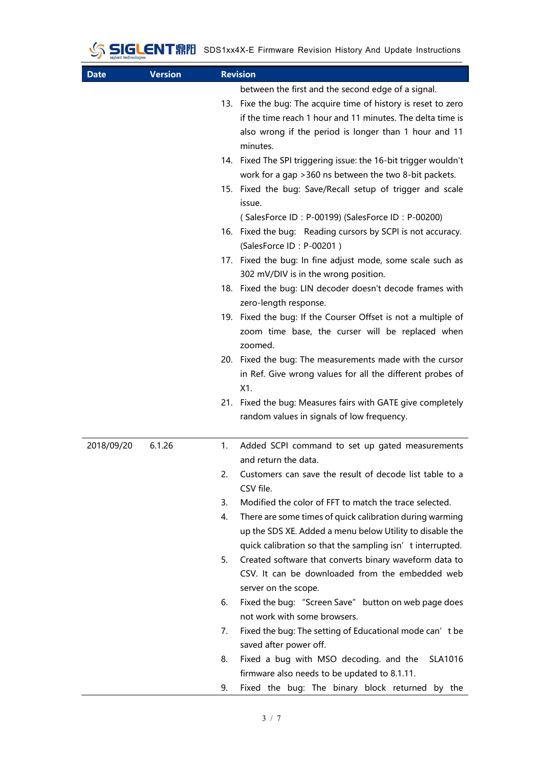| Date | Version | Revision |
| --- | --- | --- |
| | | between the first and the second edge of a signal.<br>13. Fixe the bug: The acquire time of history is reset to zero if the time reach 1 hour and 11 minutes. The delta time is also wrong if the period is longer than 1 hour and 11 minutes.<br>14. Fixed The SPI triggering issue: the 16-bit trigger wouldn't work for a gap >360 ns between the two 8-bit packets.<br>15. Fixed the bug: Save/Recall setup of trigger and scale issue.<br>( SalesForce ID：P-00199) (SalesForce ID：P-00200)<br>16. Fixed the bug: Reading cursors by SCPI is not accuracy. (SalesForce ID：P-00201 )<br>17. Fixed the bug: In fine adjust mode, some scale such as 302 mV/DIV is in the wrong position.<br>18. Fixed the bug: LIN decoder doesn't decode frames with zero-length response.<br>19. Fixed the bug: If the Courser Offset is not a multiple of zoom time base, the curser will be replaced when zoomed.<br>20. Fixed the bug: The measurements made with the cursor in Ref. Give wrong values for all the different probes of X1.<br>21. Fixed the bug: Measures fairs with GATE give completely random values in signals of low frequency. |
| 2018/09/20 | 6.1.26 | 1. Added SCPI command to set up gated measurements and return the data.<br>2. Customers can save the result of decode list table to a CSV file.<br>3. Modified the color of FFT to match the trace selected.<br>4. There are some times of quick calibration during warming up the SDS XE. Added a menu below Utility to disable the quick calibration so that the sampling isn’t interrupted.<br>5. Created software that converts binary waveform data to CSV. It can be downloaded from the embedded web server on the scope.<br>6. Fixed the bug: “Screen Save” button on web page does not work with some browsers.<br>7. Fixed the bug: The setting of Educational mode can’t be saved after power off.<br>8. Fixed a bug with MSO decoding. and the SLA1016 firmware also needs to be updated to 8.1.11.<br>9. Fixed the bug: The binary block returned by the |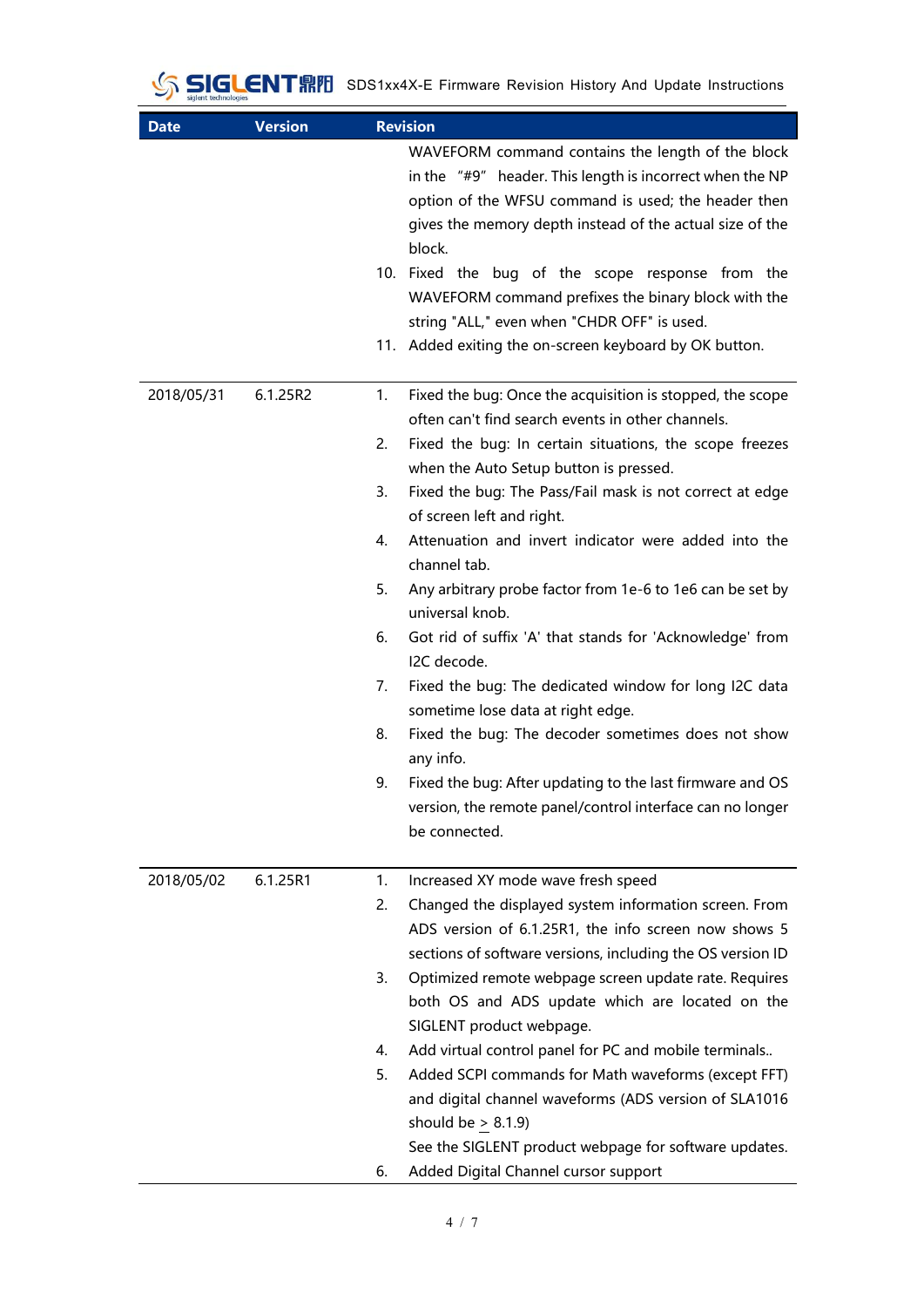| Date | Version | Revision |
|---|---|---|
| | | WAVEFORM command contains the length of the block in the "#9" header. This length is incorrect when the NP option of the WFSU command is used; the header then gives the memory depth instead of the actual size of the block.<br>10. Fixed the bug of the scope response from the WAVEFORM command prefixes the binary block with the string "ALL," even when "CHDR OFF" is used.<br>11. Added exiting the on-screen keyboard by OK button. |
| 2018/05/31 | 6.1.25R2 | 1. Fixed the bug: Once the acquisition is stopped, the scope often can't find search events in other channels.<br>2. Fixed the bug: In certain situations, the scope freezes when the Auto Setup button is pressed.<br>3. Fixed the bug: The Pass/Fail mask is not correct at edge of screen left and right.<br>4. Attenuation and invert indicator were added into the channel tab.<br>5. Any arbitrary probe factor from 1e-6 to 1e6 can be set by universal knob.<br>6. Got rid of suffix 'A' that stands for 'Acknowledge' from I2C decode.<br>7. Fixed the bug: The dedicated window for long I2C data sometime lose data at right edge.<br>8. Fixed the bug: The decoder sometimes does not show any info.<br>9. Fixed the bug: After updating to the last firmware and OS version, the remote panel/control interface can no longer be connected. |
| 2018/05/02 | 6.1.25R1 | 1. Increased XY mode wave fresh speed<br>2. Changed the displayed system information screen. From ADS version of 6.1.25R1, the info screen now shows 5 sections of software versions, including the OS version ID<br>3. Optimized remote webpage screen update rate. Requires both OS and ADS update which are located on the SIGLENT product webpage.<br>4. Add virtual control panel for PC and mobile terminals..<br>5. Added SCPI commands for Math waveforms (except FFT) and digital channel waveforms (ADS version of SLA1016 should be ≥ 8.1.9)<br>See the SIGLENT product webpage for software updates.<br>6. Added Digital Channel cursor support |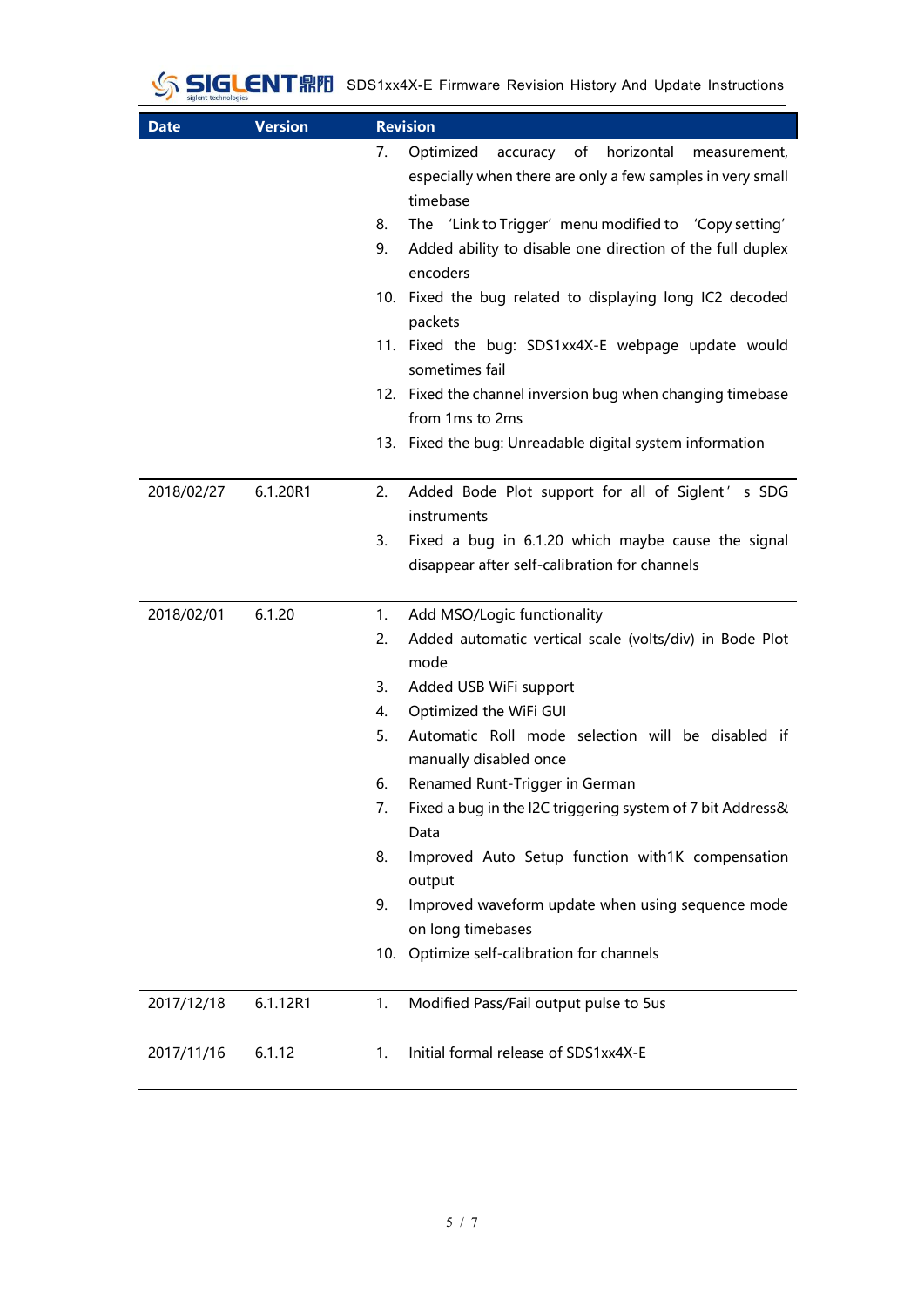| Date | Version | Revision |
|---|---|---|
| | | 7. Optimized accuracy of horizontal measurement, especially when there are only a few samples in very small timebase<br>8. The 'Link to Trigger' menu modified to 'Copy setting'<br>9. Added ability to disable one direction of the full duplex encoders<br>10. Fixed the bug related to displaying long IC2 decoded packets<br>11. Fixed the bug: SDS1xx4X-E webpage update would sometimes fail<br>12. Fixed the channel inversion bug when changing timebase from 1ms to 2ms<br>13. Fixed the bug: Unreadable digital system information |
| 2018/02/27 | 6.1.20R1 | 2. Added Bode Plot support for all of Siglent's SDG instruments<br>3. Fixed a bug in 6.1.20 which maybe cause the signal disappear after self-calibration for channels |
| 2018/02/01 | 6.1.20 | 1. Add MSO/Logic functionality<br>2. Added automatic vertical scale (volts/div) in Bode Plot mode<br>3. Added USB WiFi support<br>4. Optimized the WiFi GUI<br>5. Automatic Roll mode selection will be disabled if manually disabled once<br>6. Renamed Runt-Trigger in German<br>7. Fixed a bug in the I2C triggering system of 7 bit Address& Data<br>8. Improved Auto Setup function with1K compensation output<br>9. Improved waveform update when using sequence mode on long timebases<br>10. Optimize self-calibration for channels |
| 2017/12/18 | 6.1.12R1 | 1. Modified Pass/Fail output pulse to 5us |
| 2017/11/16 | 6.1.12 | 1. Initial formal release of SDS1xx4X-E |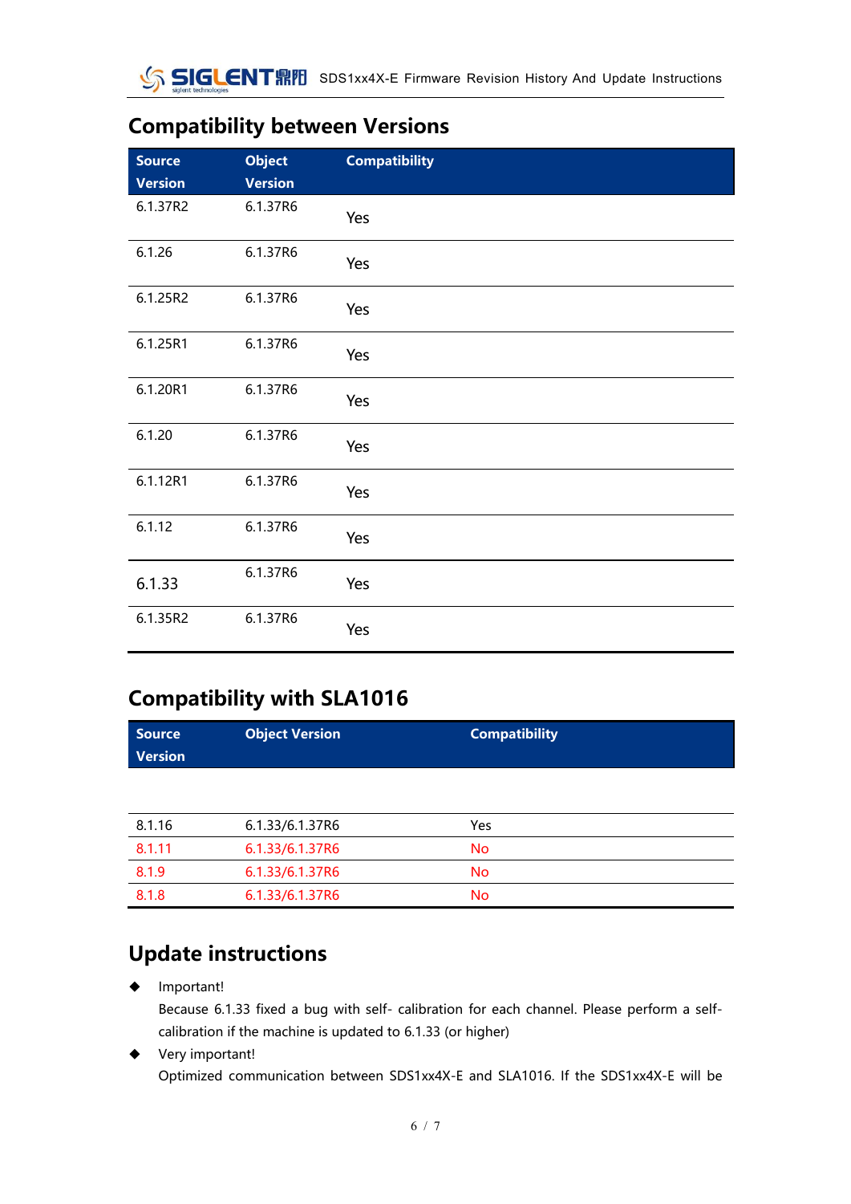## Compatibility between Versions

| Source Version | Object Version | Compatibility |
|---|---|---|
| 6.1.37R2 | 6.1.37R6 | Yes |
| 6.1.26 | 6.1.37R6 | Yes |
| 6.1.25R2 | 6.1.37R6 | Yes |
| 6.1.25R1 | 6.1.37R6 | Yes |
| 6.1.20R1 | 6.1.37R6 | Yes |
| 6.1.20 | 6.1.37R6 | Yes |
| 6.1.12R1 | 6.1.37R6 | Yes |
| 6.1.12 | 6.1.37R6 | Yes |
| 6.1.33 | 6.1.37R6 | Yes |
| 6.1.35R2 | 6.1.37R6 | Yes |

## Compatibility with SLA1016

| Source Version | Object Version | Compatibility |
|---|---|---|
| 8.1.16 | 6.1.33/6.1.37R6 | Yes |
| 8.1.11 | 6.1.33/6.1.37R6 | No |
| 8.1.9 | 6.1.33/6.1.37R6 | No |
| 8.1.8 | 6.1.33/6.1.37R6 | No |

## Update instructions

- Important!
  Because 6.1.33 fixed a bug with self- calibration for each channel. Please perform a self-calibration if the machine is updated to 6.1.33 (or higher)
- Very important!
  Optimized communication between SDS1xx4X-E and SLA1016. If the SDS1xx4X-E will be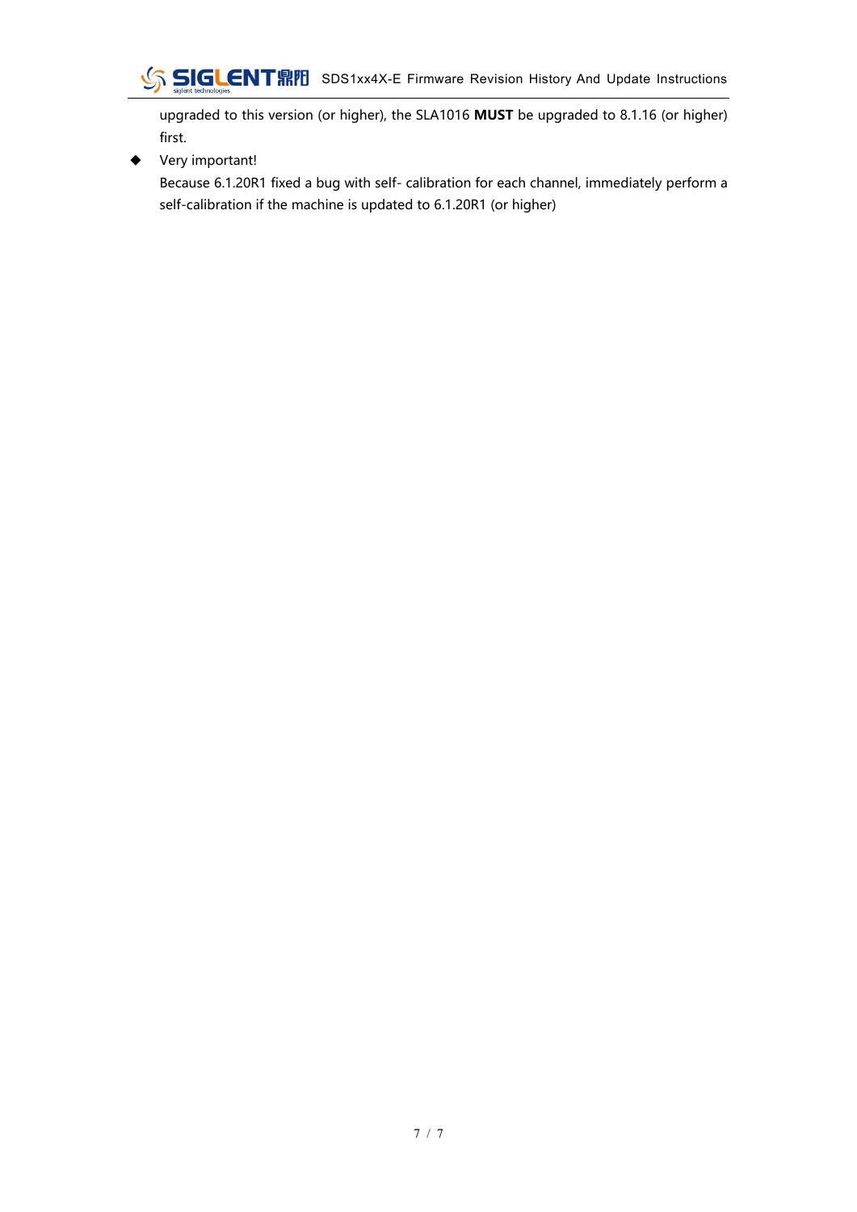upgraded to this version (or higher), the SLA1016 **MUST** be upgraded to 8.1.16 (or higher) first.

- Very important!
  Because 6.1.20R1 fixed a bug with self- calibration for each channel, immediately perform a self-calibration if the machine is updated to 6.1.20R1 (or higher)